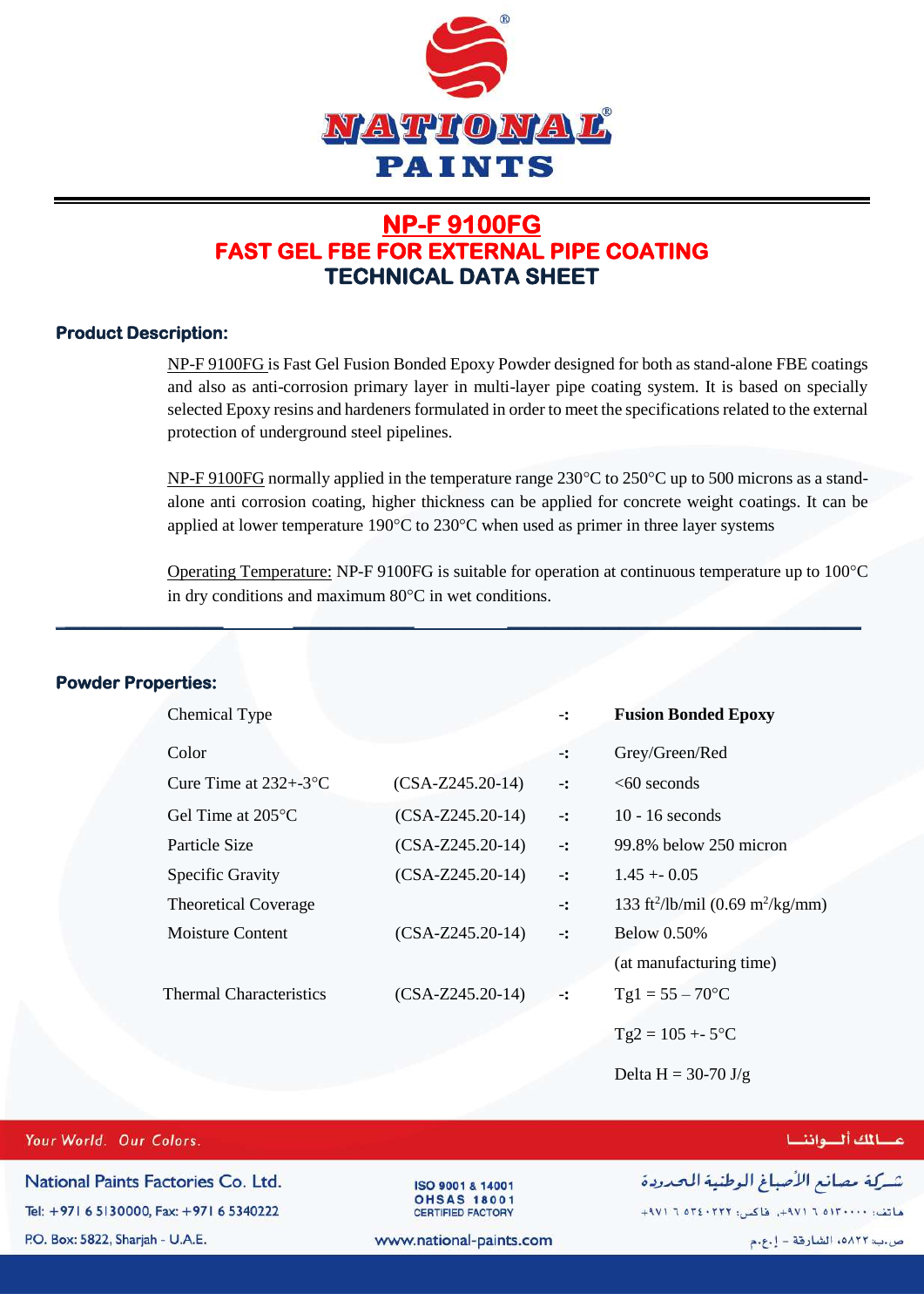# NP-F 9100FG

## FAST GEL FBE FOR EXTERNAL PIPE COATING

## TECHNICAL DATA SHEET

### Product Description:

NP-F 9100FG is Fast Gel Fusion Bonded Epoxy Powder designed for both as stand-alone FBE coatings and also as anti-corrosion primary layer in multi-layer pipe coating system. It is based on specially selected Epoxy resins and hardeners formulated in order to meet the specifications related to the external protection of underground steel pipelines.

NP-F 9100FG normally applied in the temperature range 230°C to 250°C up to 500 microns as a stand-alone anti corrosion coating, higher thickness can be applied for concrete weight coatings. It can be applied at lower temperature 190°C to 230°C when used as primer in three layer systems

Operating Temperature: NP-F 9100FG is suitable for operation at continuous temperature up to 100°C in dry conditions and maximum 80°C in wet conditions.

### Powder Properties:

| Property | Standard | | Value |
|---|---|---|---|
| Chemical Type | | -: | **Fusion Bonded Epoxy** |
| Color | | -: | Grey/Green/Red |
| Cure Time at 232+-3°C | (CSA-Z245.20-14) | -: | <60 seconds |
| Gel Time at 205°C | (CSA-Z245.20-14) | -: | 10 - 16 seconds |
| Particle Size | (CSA-Z245.20-14) | -: | 99.8% below 250 micron |
| Specific Gravity | (CSA-Z245.20-14) | -: | 1.45 +- 0.05 |
| Theoretical Coverage | | -: | 133 $ft^2$/lb/mil (0.69 $m^2$/kg/mm) |
| Moisture Content | (CSA-Z245.20-14) | -: | Below 0.50% (at manufacturing time) |
| Thermal Characteristics | (CSA-Z245.20-14) | -: | Tg1 = 55 – 70°C<br>Tg2 = 105 +- 5°C<br>Delta H = 30-70 J/g |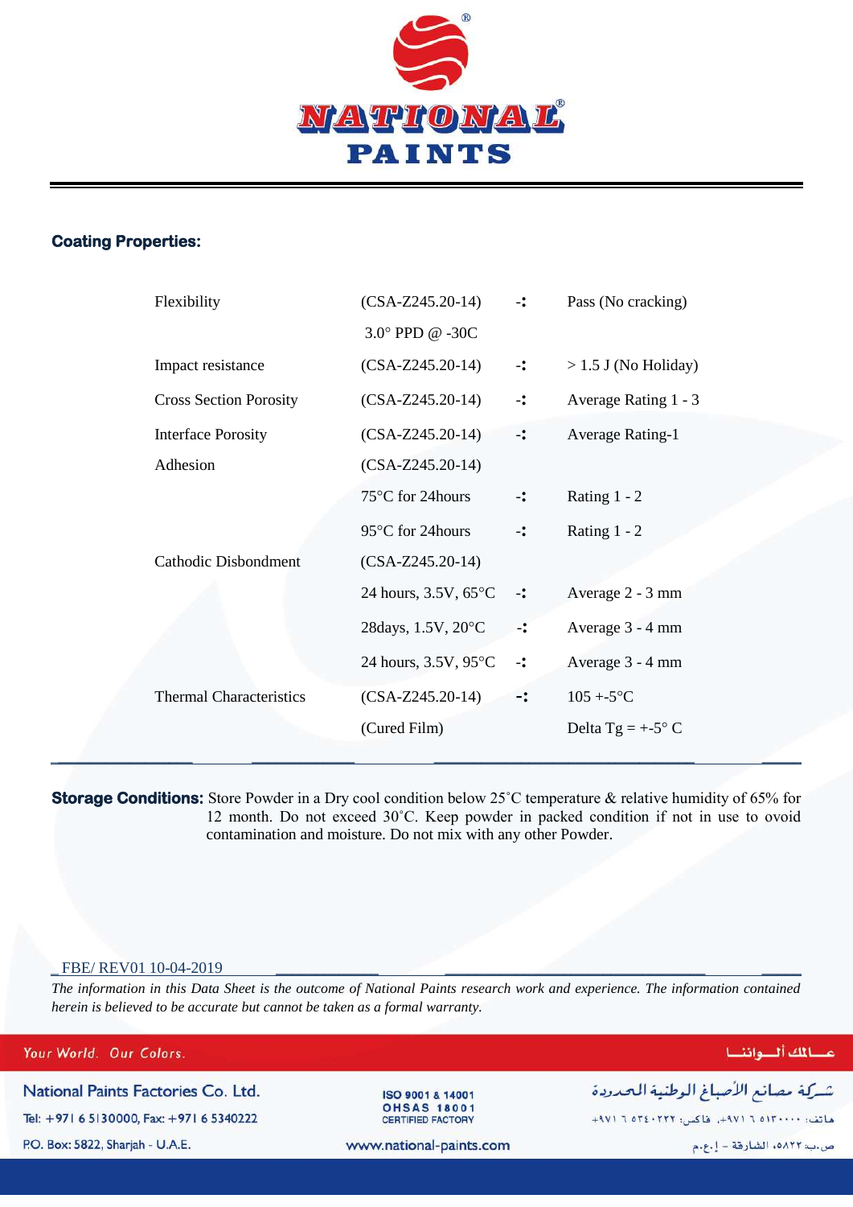**Coating Properties:**

| | | | |
|---|---|---|---|
| Flexibility | (CSA-Z245.20-14) | -: | Pass (No cracking) |
| | 3.0° PPD @ -30C | | |
| Impact resistance | (CSA-Z245.20-14) | -: | > 1.5 J (No Holiday) |
| Cross Section Porosity | (CSA-Z245.20-14) | -: | Average Rating 1 - 3 |
| Interface Porosity | (CSA-Z245.20-14) | -: | Average Rating-1 |
| Adhesion | (CSA-Z245.20-14) | | |
| | 75°C for 24hours | -: | Rating 1 - 2 |
| | 95°C for 24hours | -: | Rating 1 - 2 |
| Cathodic Disbondment | (CSA-Z245.20-14) | | |
| | 24 hours, 3.5V, 65°C | -: | Average 2 - 3 mm |
| | 28days, 1.5V, 20°C | -: | Average 3 - 4 mm |
| | 24 hours, 3.5V, 95°C | -: | Average 3 - 4 mm |
| Thermal Characteristics | (CSA-Z245.20-14) | -: | 105 +-5°C |
| | (Cured Film) | | Delta Tg = +-5° C |

**Storage Conditions:** Store Powder in a Dry cool condition below 25˚C temperature & relative humidity of 65% for 12 month. Do not exceed 30˚C. Keep powder in packed condition if not in use to ovoid contamination and moisture. Do not mix with any other Powder.

FBE/ REV01 10-04-2019

*The information in this Data Sheet is the outcome of National Paints research work and experience. The information contained herein is believed to be accurate but cannot be taken as a formal warranty.*